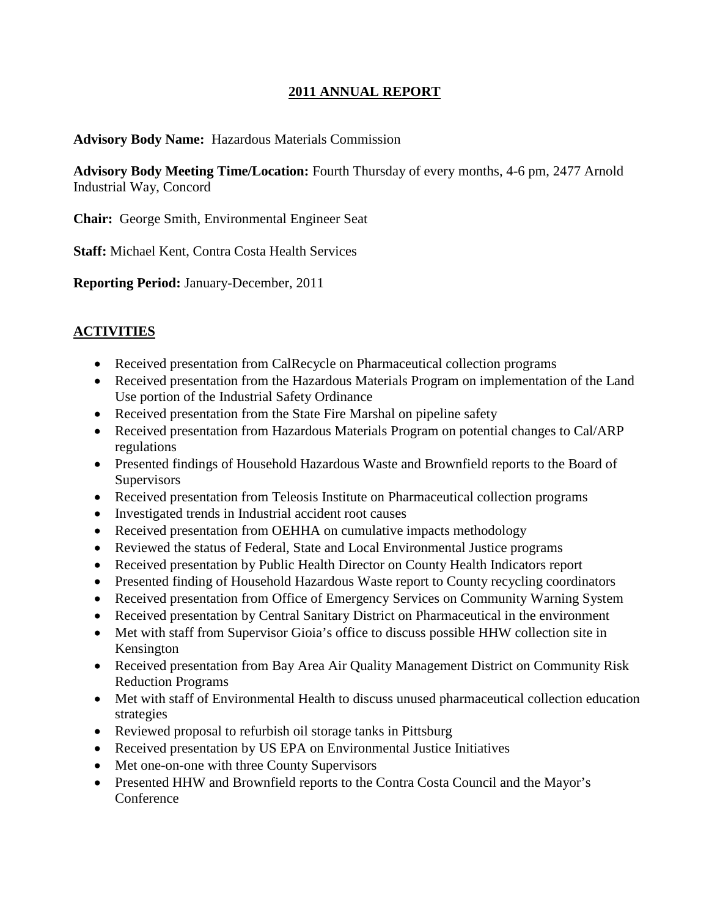# 2011 ANNUAL REPORT

**Advisory Body Name:** Hazardous Materials Commission

**Advisory Body Meeting Time/Location:** Fourth Thursday of every months, 4-6 pm, 2477 Arnold Industrial Way, Concord

**Chair:** George Smith, Environmental Engineer Seat

**Staff:** Michael Kent, Contra Costa Health Services

**Reporting Period:** January-December, 2011

## ACTIVITIES

- Received presentation from CalRecycle on Pharmaceutical collection programs
- Received presentation from the Hazardous Materials Program on implementation of the Land Use portion of the Industrial Safety Ordinance
- Received presentation from the State Fire Marshal on pipeline safety
- Received presentation from Hazardous Materials Program on potential changes to Cal/ARP regulations
- Presented findings of Household Hazardous Waste and Brownfield reports to the Board of Supervisors
- Received presentation from Teleosis Institute on Pharmaceutical collection programs
- Investigated trends in Industrial accident root causes
- Received presentation from OEHHA on cumulative impacts methodology
- Reviewed the status of Federal, State and Local Environmental Justice programs
- Received presentation by Public Health Director on County Health Indicators report
- Presented finding of Household Hazardous Waste report to County recycling coordinators
- Received presentation from Office of Emergency Services on Community Warning System
- Received presentation by Central Sanitary District on Pharmaceutical in the environment
- Met with staff from Supervisor Gioia's office to discuss possible HHW collection site in Kensington
- Received presentation from Bay Area Air Quality Management District on Community Risk Reduction Programs
- Met with staff of Environmental Health to discuss unused pharmaceutical collection education strategies
- Reviewed proposal to refurbish oil storage tanks in Pittsburg
- Received presentation by US EPA on Environmental Justice Initiatives
- Met one-on-one with three County Supervisors
- Presented HHW and Brownfield reports to the Contra Costa Council and the Mayor's Conference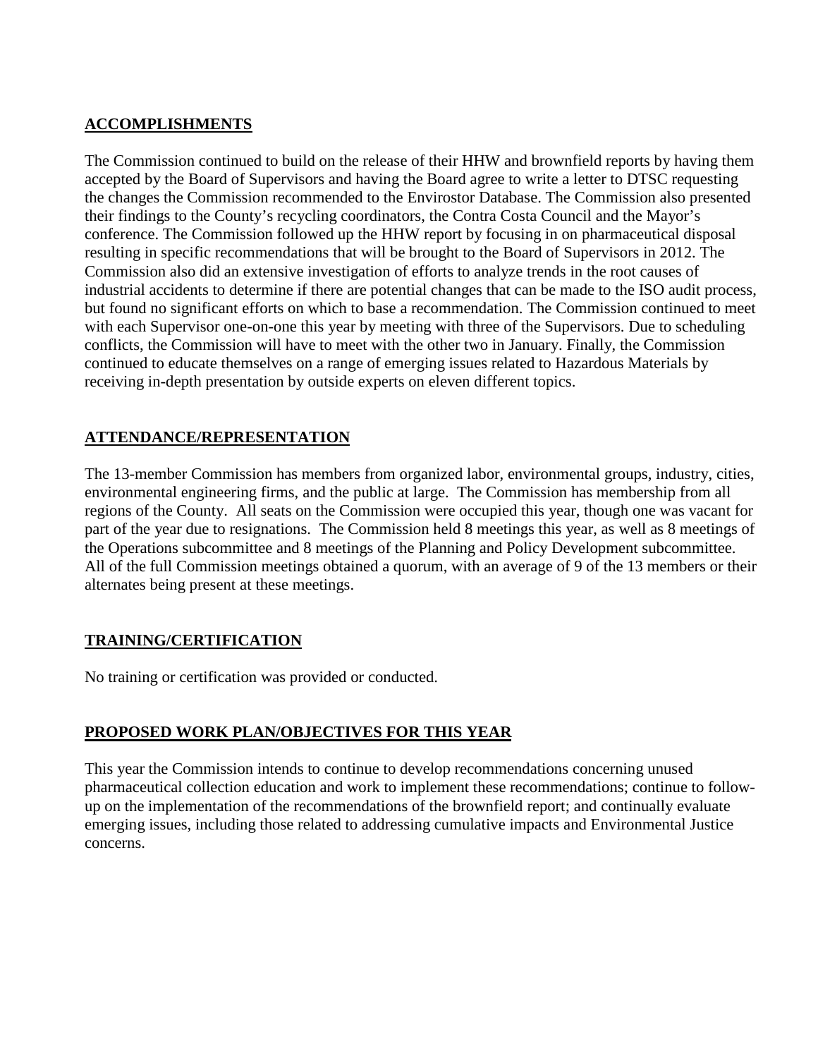## ACCOMPLISHMENTS

The Commission continued to build on the release of their HHW and brownfield reports by having them accepted by the Board of Supervisors and having the Board agree to write a letter to DTSC requesting the changes the Commission recommended to the Envirostor Database. The Commission also presented their findings to the County's recycling coordinators, the Contra Costa Council and the Mayor's conference. The Commission followed up the HHW report by focusing in on pharmaceutical disposal resulting in specific recommendations that will be brought to the Board of Supervisors in 2012. The Commission also did an extensive investigation of efforts to analyze trends in the root causes of industrial accidents to determine if there are potential changes that can be made to the ISO audit process, but found no significant efforts on which to base a recommendation. The Commission continued to meet with each Supervisor one-on-one this year by meeting with three of the Supervisors. Due to scheduling conflicts, the Commission will have to meet with the other two in January. Finally, the Commission continued to educate themselves on a range of emerging issues related to Hazardous Materials by receiving in-depth presentation by outside experts on eleven different topics.

## ATTENDANCE/REPRESENTATION

The 13-member Commission has members from organized labor, environmental groups, industry, cities, environmental engineering firms, and the public at large. The Commission has membership from all regions of the County. All seats on the Commission were occupied this year, though one was vacant for part of the year due to resignations. The Commission held 8 meetings this year, as well as 8 meetings of the Operations subcommittee and 8 meetings of the Planning and Policy Development subcommittee. All of the full Commission meetings obtained a quorum, with an average of 9 of the 13 members or their alternates being present at these meetings.

## TRAINING/CERTIFICATION

No training or certification was provided or conducted.

## PROPOSED WORK PLAN/OBJECTIVES FOR THIS YEAR

This year the Commission intends to continue to develop recommendations concerning unused pharmaceutical collection education and work to implement these recommendations; continue to follow-up on the implementation of the recommendations of the brownfield report; and continually evaluate emerging issues, including those related to addressing cumulative impacts and Environmental Justice concerns.